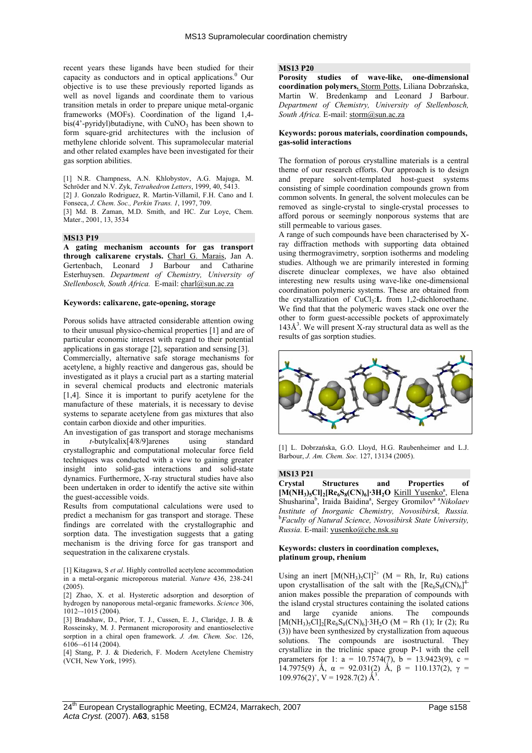recent years these ligands have been studied for their capacity as conductors and in optical applications.[0] Our objective is to use these previously reported ligands as well as novel ligands and coordinate them to various transition metals in order to prepare unique metal-organic frameworks (MOFs). Coordination of the ligand 1,4-bis(4'-pyridyl)butadiyne, with $CuNO_3$ has been shown to form square-grid architectures with the inclusion of methylene chloride solvent. This supramolecular material and other related examples have been investigated for their gas sorption abilities.

[1] N.R. Champness, A.N. Khlobystov, A.G. Majuga, M. Schröder and N.V. Zyk, *Tetrahedron Letters*, 1999, 40, 5413.
[2] J. Gonzalo Rodriguez, R. Martin-Villamil, F.H. Cano and I. Fonseca, *J. Chem. Soc., Perkin Trans. 1*, 1997, 709.
[3] Md. B. Zaman, M.D. Smith, and HC. Zur Loye, Chem. Mater., 2001, 13, 3534

## MS13 P19

**A gating mechanism accounts for gas transport through calixarene crystals.** Charl G. Marais, Jan A. Gertenbach, Leonard J Barbour and Catharine Esterhuysen. *Department of Chemistry, University of Stellenbosch, South Africa.* E-mail: charl@sun.ac.za

**Keywords: calixarene, gate-opening, storage**

Porous solids have attracted considerable attention owing to their unusual physico-chemical properties [1] and are of particular economic interest with regard to their potential applications in gas storage [2], separation and sensing [3].
Commercially, alternative safe storage mechanisms for acetylene, a highly reactive and dangerous gas, should be investigated as it plays a crucial part as a starting material in several chemical products and electronic materials [1,4]. Since it is important to purify acetylene for the manufacture of these materials, it is necessary to devise systems to separate acetylene from gas mixtures that also contain carbon dioxide and other impurities.
An investigation of gas transport and storage mechanisms in *t*-butylcalix[4/8/9]arenes using standard crystallographic and computational molecular force field techniques was conducted with a view to gaining greater insight into solid-gas interactions and solid-state dynamics. Furthermore, X-ray structural studies have also been undertaken in order to identify the active site within the guest-accessible voids.
Results from computational calculations were used to predict a mechanism for gas transport and storage. These findings are correlated with the crystallographic and sorption data. The investigation suggests that a gating mechanism is the driving force for gas transport and sequestration in the calixarene crystals.

[1] Kitagawa, S *et al*. Highly controlled acetylene accommodation in a metal-organic microporous material. *Nature* 436, 238-241 (2005).
[2] Zhao, X. et al. Hysteretic adsorption and desorption of hydrogen by nanoporous metal-organic frameworks. *Science* 306, 1012–-1015 (2004).
[3] Bradshaw, D., Prior, T. J., Cussen, E. J., Claridge, J. B. & Rosseinsky, M. J. Permanent microporosity and enantioselective sorption in a chiral open framework. *J. Am. Chem. Soc*. 126, 6106–-6114 (2004).
[4] Stang, P. J. & Diederich, F. Modern Acetylene Chemistry (VCH, New York, 1995).

## MS13 P20

**Porosity studies of wave-like, one-dimensional coordination polymers.** Storm Potts, Liliana Dobrzańska, Martin W. Bredenkamp and Leonard J Barbour. *Department of Chemistry, University of Stellenbosch, South Africa.* E-mail: storm@sun.ac.za

**Keywords: porous materials, coordination compounds, gas-solid interactions**

The formation of porous crystalline materials is a central theme of our research efforts. Our approach is to design and prepare solvent-templated host-guest systems consisting of simple coordination compounds grown from common solvents. In general, the solvent molecules can be removed as single-crystal to single-crystal processes to afford porous or seemingly nonporous systems that are still permeable to various gases.
A range of such compounds have been characterised by X-ray diffraction methods with supporting data obtained using thermogravimetry, sorption isotherms and modeling studies. Although we are primarily interested in forming discrete dinuclear complexes, we have also obtained interesting new results using wave-like one-dimensional coordination polymeric systems. These are obtained from the crystallization of $CuCl_2$:**L** from 1,2-dichloroethane. We find that that the polymeric waves stack one over the other to form guest-accessible pockets of approximately 143Å$^3$. We will present X-ray structural data as well as the results of gas sorption studies.

[1] L. Dobrzańska, G.O. Lloyd, H.G. Raubenheimer and L.J. Barbour, *J. Am. Chem. Soc.* 127, 13134 (2005).

## MS13 P21

**Crystal Structures and Properties of $[M(NH_3)_5Cl]_2[Re_6S_8(CN)_6]\cdot 3H_2O$** Kirill Yusenko[a], Elena Shusharina[b], Iraida Baidina[a], Sergey Gromilov[a] [a]*Nikolaev Institute of Inorganic Chemistry, Novosibirsk, Russia.* [b]*Faculty of Natural Science, Novosibirsk State University, Russia.* E-mail: yusenko@che.nsk.su

**Keywords: clusters in coordination complexes, platinum group, rhenium**

Using an inert $[M(NH_3)_5Cl]^{2+}$ (M = Rh, Ir, Ru) cations upon crystallisation of the salt with the $[Re_6S_8(CN)_6]^{4-}$ anion makes possible the preparation of compounds with the island crystal structures containing the isolated cations and large cyanide anions. The compounds $[M(NH_3)_5Cl]_2[Re_6S_8(CN)_6]\cdot 3H_2O$ (M = Rh (1); Ir (2); Ru (3)) have been synthesized by crystallization from aqueous solutions. The compounds are isostructural. They crystallize in the triclinic space group P-1 with the cell parameters for 1: a = 10.7574(7), b = 13.9423(9), c = 14.7975(9) Å, α = 92.031(2) Å, β = 110.137(2), γ = 109.976(2)°, V = 1928.7(2) Å$^3$.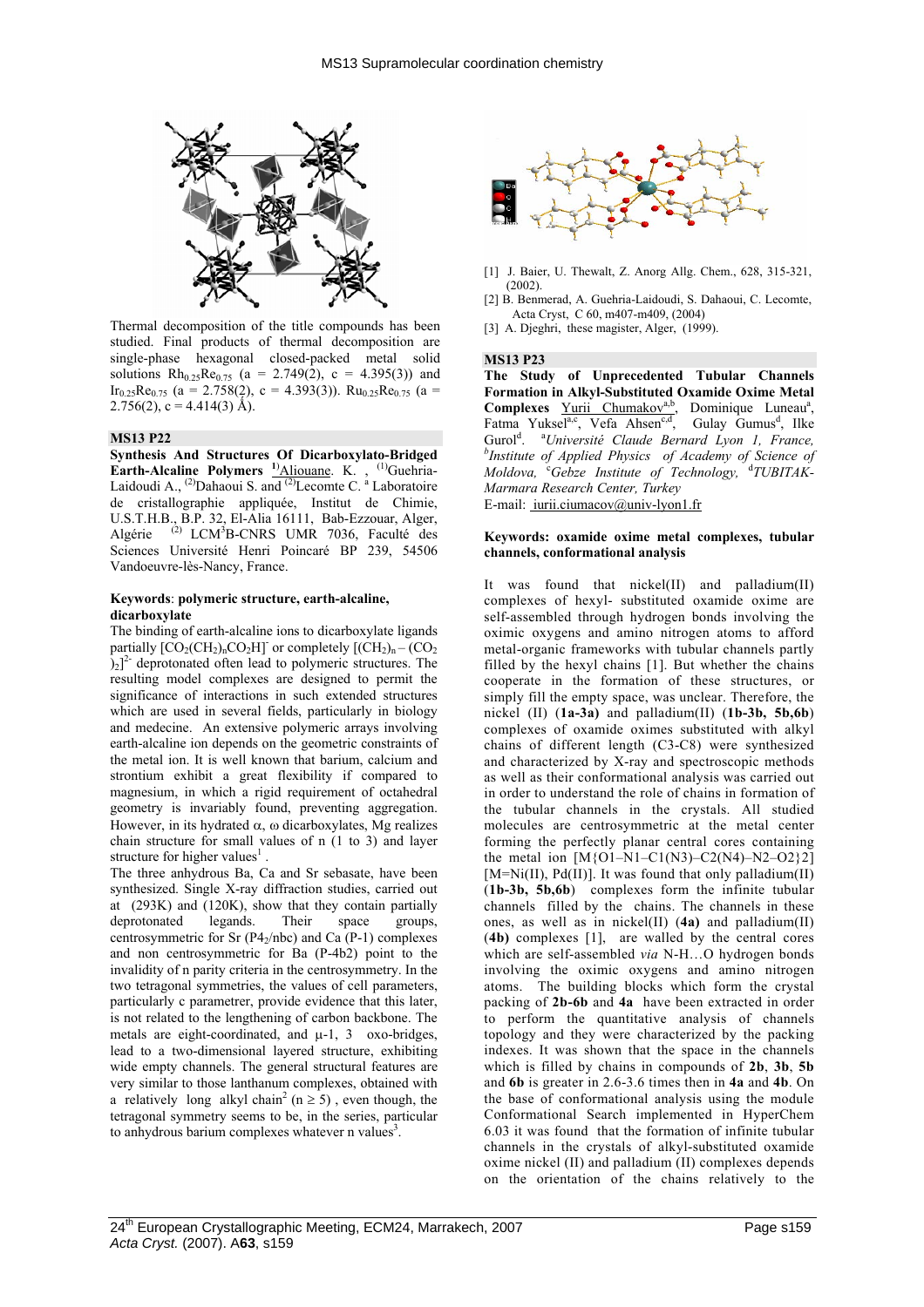Thermal decomposition of the title compounds has been studied. Final products of thermal decomposition are single-phase hexagonal closed-packed metal solid solutions $Rh_{0.25}Re_{0.75}$ (a = 2.749(2), c = 4.395(3)) and $Ir_{0.25}Re_{0.75}$ (a = 2.758(2), c = 4.393(3)). $Ru_{0.25}Re_{0.75}$ (a = 2.756(2), c = 4.414(3) Å).

## MS13 P22

**Synthesis And Structures Of Dicarboxylato-Bridged Earth-Alcaline Polymers** [1]Aliouane. K. , [(1)]Guehria-Laidoudi A., [(2)]Dahaoui S. and [(2)]Lecomte C. [a] Laboratoire de cristallographie appliquée, Institut de Chimie, U.S.T.H.B., B.P. 32, El-Alia 16111, Bab-Ezzouar, Alger, Algérie [(2)] LCM[3]B-CNRS UMR 7036, Faculté des Sciences Université Henri Poincaré BP 239, 54506 Vandoeuvre-lès-Nancy, France.

**Keywords**: **polymeric structure, earth-alcaline, dicarboxylate**

The binding of earth-alcaline ions to dicarboxylate ligands partially $[CO_2(CH_2)_nCO_2H]^-$ or completely $[(CH_2)_n-(CO_2)_2]^{2-}$ deprotonated often lead to polymeric structures. The resulting model complexes are designed to permit the significance of interactions in such extended structures which are used in several fields, particularly in biology and medecine. An extensive polymeric arrays involving earth-alcaline ion depends on the geometric constraints of the metal ion. It is well known that barium, calcium and strontium exhibit a great flexibility if compared to magnesium, in which a rigid requirement of octahedral geometry is invariably found, preventing aggregation. However, in its hydrated $\alpha$, $\omega$ dicarboxylates, Mg realizes chain structure for small values of n (1 to 3) and layer structure for higher values[1] .

The three anhydrous Ba, Ca and Sr sebasate, have been synthesized. Single X-ray diffraction studies, carried out at (293K) and (120K), show that they contain partially deprotonated legands. Their space groups, centrosymmetric for Sr ($P4_2/nbc$) and Ca (P-1) complexes and non centrosymmetric for Ba (P-4b2) point to the invalidity of n parity criteria in the centrosymmetry. In the two tetragonal symmetries, the values of cell parameters, particularly c parametrer, provide evidence that this later, is not related to the lengthening of carbon backbone. The metals are eight-coordinated, and $\mu$-1, 3 oxo-bridges, lead to a two-dimensional layered structure, exhibiting wide empty channels. The general structural features are very similar to those lanthanum complexes, obtained with a relatively long alkyl chain[2] ($n \geq 5$) , even though, the tetragonal symmetry seems to be, in the series, particular to anhydrous barium complexes whatever n values[3].

[1] J. Baier, U. Thewalt, Z. Anorg Allg. Chem., 628, 315-321, (2002).

[2] B. Benmerad, A. Guehria-Laidoudi, S. Dahaoui, C. Lecomte, Acta Cryst, C 60, m407-m409, (2004)

[3] A. Djeghri, these magister, Alger, (1999).

## MS13 P23

**The Study of Unprecedented Tubular Channels Formation in Alkyl-Substituted Oxamide Oxime Metal Complexes** Yurii Chumakov[a,b], Dominique Luneau[a], Fatma Yuksel[a,c], Vefa Ahsen[c,d], Gulay Gumus[d], Ilke Gurol[d]. [a]*Université Claude Bernard Lyon 1, France,* [b]*Institute of Applied Physics of Academy of Science of Moldova,* [c]*Gebze Institute of Technology,* [d]*TUBITAK-Marmara Research Center, Turkey*

E-mail: iurii.ciumacov@univ-lyon1.fr

**Keywords: oxamide oxime metal complexes, tubular channels, conformational analysis**

It was found that nickel(II) and palladium(II) complexes of hexyl- substituted oxamide oxime are self-assembled through hydrogen bonds involving the oximic oxygens and amino nitrogen atoms to afford metal-organic frameworks with tubular channels partly filled by the hexyl chains [1]. But whether the chains cooperate in the formation of these structures, or simply fill the empty space, was unclear. Therefore, the nickel (II) (**1a-3a**) and palladium(II) (**1b-3b, 5b,6b**) complexes of oxamide oximes substituted with alkyl chains of different length (C3-C8) were synthesized and characterized by X-ray and spectroscopic methods as well as their conformational analysis was carried out in order to understand the role of chains in formation of the tubular channels in the crystals. All studied molecules are centrosymmetric at the metal center forming the perfectly planar central cores containing the metal ion [M{O1–N1–C1(N3)–C2(N4)–N2–O2}2] [M=Ni(II), Pd(II)]. It was found that only palladium(II) (**1b-3b, 5b,6b**) complexes form the infinite tubular channels filled by the chains. The channels in these ones, as well as in nickel(II) (**4a**) and palladium(II) (**4b)** complexes [1], are walled by the central cores which are self-assembled *via* N-H…O hydrogen bonds involving the oximic oxygens and amino nitrogen atoms. The building blocks which form the crystal packing of **2b-6b** and **4a** have been extracted in order to perform the quantitative analysis of channels topology and they were characterized by the packing indexes. It was shown that the space in the channels which is filled by chains in compounds of **2b**, **3b**, **5b** and **6b** is greater in 2.6-3.6 times then in **4a** and **4b**. On the base of conformational analysis using the module Conformational Search implemented in HyperChem 6.03 it was found that the formation of infinite tubular channels in the crystals of alkyl-substituted oxamide oxime nickel (II) and palladium (II) complexes depends on the orientation of the chains relatively to the